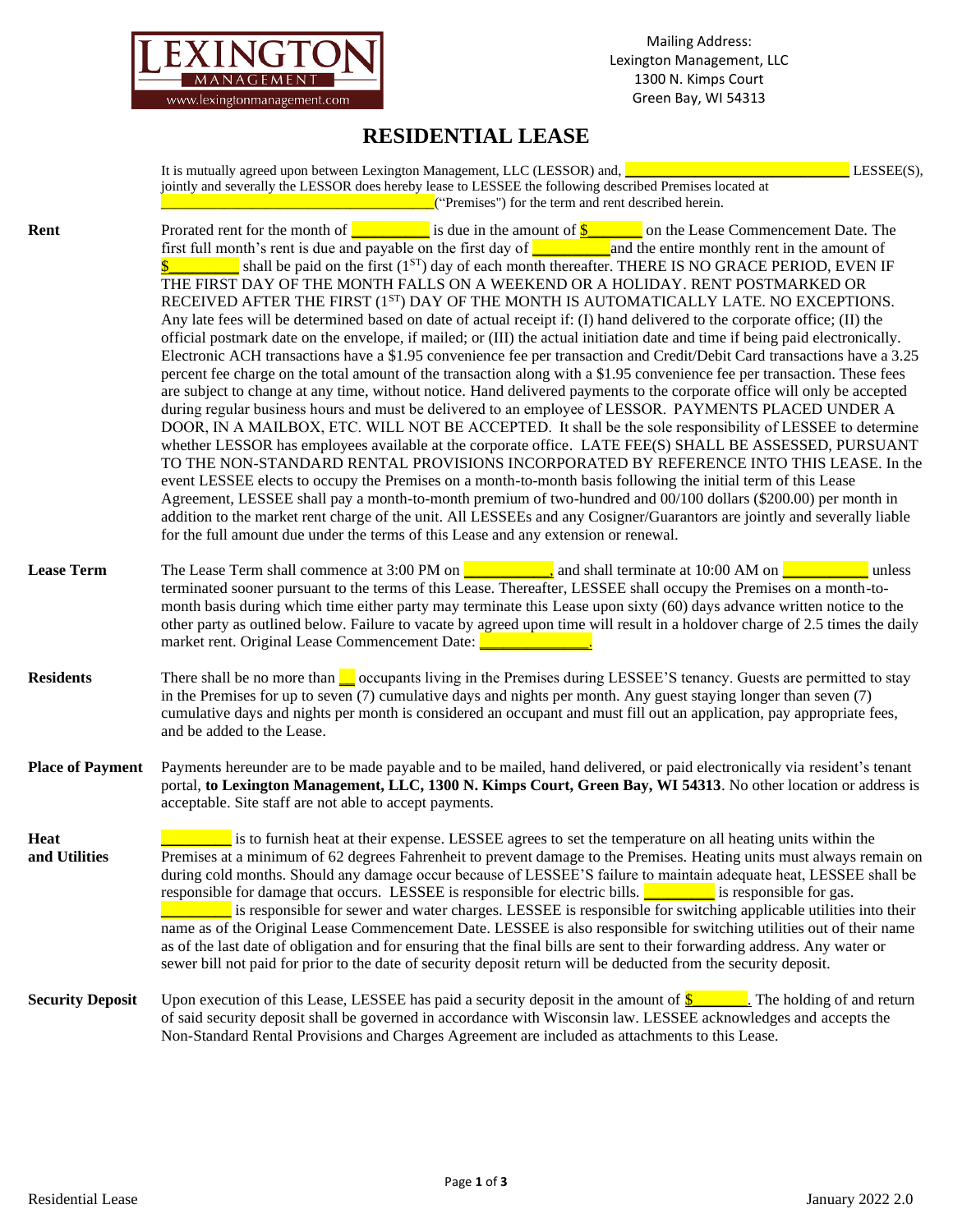LEXINGTON MANAGEMENT
www.lexingtonmanagement.com

Mailing Address:
Lexington Management, LLC
1300 N. Kimps Court
Green Bay, WI 54313

# RESIDENTIAL LEASE

It is mutually agreed upon between Lexington Management, LLC (LESSOR) and, ______________________________ LESSEE(S), jointly and severally the LESSOR does hereby lease to LESSEE the following described Premises located at ____________________________________("Premises") for the term and rent described herein.

**Rent**

Prorated rent for the month of __________ is due in the amount of $_______ on the Lease Commencement Date. The first full month's rent is due and payable on the first day of __________ and the entire monthly rent in the amount of $_________ shall be paid on the first (1ST) day of each month thereafter. THERE IS NO GRACE PERIOD, EVEN IF THE FIRST DAY OF THE MONTH FALLS ON A WEEKEND OR A HOLIDAY. RENT POSTMARKED OR RECEIVED AFTER THE FIRST (1ST) DAY OF THE MONTH IS AUTOMATICALLY LATE. NO EXCEPTIONS. Any late fees will be determined based on date of actual receipt if: (I) hand delivered to the corporate office; (II) the official postmark date on the envelope, if mailed; or (III) the actual initiation date and time if being paid electronically. Electronic ACH transactions have a $1.95 convenience fee per transaction and Credit/Debit Card transactions have a 3.25 percent fee charge on the total amount of the transaction along with a $1.95 convenience fee per transaction. These fees are subject to change at any time, without notice. Hand delivered payments to the corporate office will only be accepted during regular business hours and must be delivered to an employee of LESSOR. PAYMENTS PLACED UNDER A DOOR, IN A MAILBOX, ETC. WILL NOT BE ACCEPTED. It shall be the sole responsibility of LESSEE to determine whether LESSOR has employees available at the corporate office. LATE FEE(S) SHALL BE ASSESSED, PURSUANT TO THE NON-STANDARD RENTAL PROVISIONS INCORPORATED BY REFERENCE INTO THIS LEASE. In the event LESSEE elects to occupy the Premises on a month-to-month basis following the initial term of this Lease Agreement, LESSEE shall pay a month-to-month premium of two-hundred and 00/100 dollars ($200.00) per month in addition to the market rent charge of the unit. All LESSEEs and any Cosigner/Guarantors are jointly and severally liable for the full amount due under the terms of this Lease and any extension or renewal.

**Lease Term**

The Lease Term shall commence at 3:00 PM on ___________, and shall terminate at 10:00 AM on ___________ unless terminated sooner pursuant to the terms of this Lease. Thereafter, LESSEE shall occupy the Premises on a month-to-month basis during which time either party may terminate this Lease upon sixty (60) days advance written notice to the other party as outlined below. Failure to vacate by agreed upon time will result in a holdover charge of 2.5 times the daily market rent. Original Lease Commencement Date: ______________.

**Residents**

There shall be no more than __ occupants living in the Premises during LESSEE'S tenancy. Guests are permitted to stay in the Premises for up to seven (7) cumulative days and nights per month. Any guest staying longer than seven (7) cumulative days and nights per month is considered an occupant and must fill out an application, pay appropriate fees, and be added to the Lease.

**Place of Payment**

Payments hereunder are to be made payable and to be mailed, hand delivered, or paid electronically via resident's tenant portal, **to Lexington Management, LLC, 1300 N. Kimps Court, Green Bay, WI 54313**. No other location or address is acceptable. Site staff are not able to accept payments.

**Heat and Utilities**

_________ is to furnish heat at their expense. LESSEE agrees to set the temperature on all heating units within the Premises at a minimum of 62 degrees Fahrenheit to prevent damage to the Premises. Heating units must always remain on during cold months. Should any damage occur because of LESSEE'S failure to maintain adequate heat, LESSEE shall be responsible for damage that occurs. LESSEE is responsible for electric bills. _________ is responsible for gas. _________ is responsible for sewer and water charges. LESSEE is responsible for switching applicable utilities into their name as of the Original Lease Commencement Date. LESSEE is also responsible for switching utilities out of their name as of the last date of obligation and for ensuring that the final bills are sent to their forwarding address. Any water or sewer bill not paid for prior to the date of security deposit return will be deducted from the security deposit.

**Security Deposit**

Upon execution of this Lease, LESSEE has paid a security deposit in the amount of $_______. The holding of and return of said security deposit shall be governed in accordance with Wisconsin law. LESSEE acknowledges and accepts the Non-Standard Rental Provisions and Charges Agreement are included as attachments to this Lease.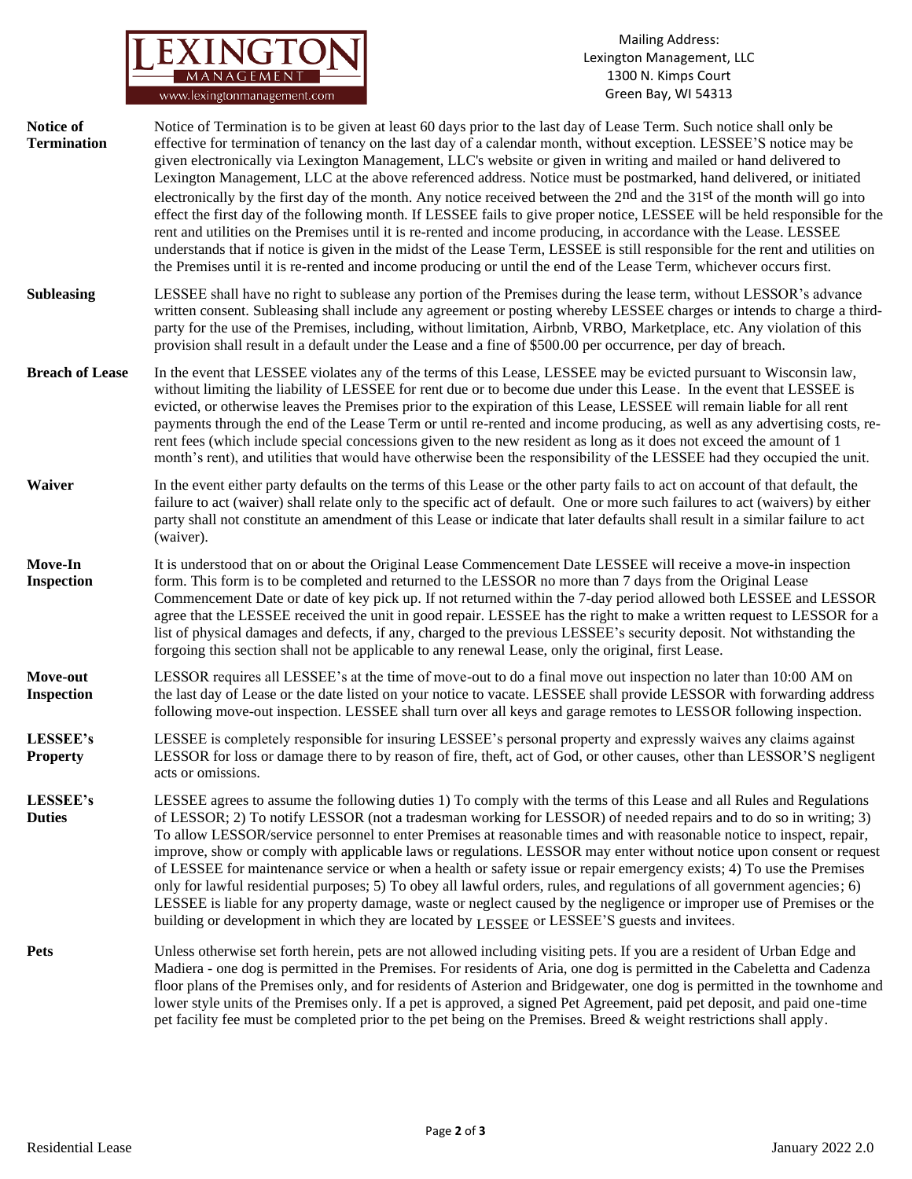Mailing Address:
Lexington Management, LLC
1300 N. Kimps Court
Green Bay, WI 54313

**Notice of Termination** Notice of Termination is to be given at least 60 days prior to the last day of Lease Term. Such notice shall only be effective for termination of tenancy on the last day of a calendar month, without exception. LESSEE'S notice may be given electronically via Lexington Management, LLC's website or given in writing and mailed or hand delivered to Lexington Management, LLC at the above referenced address. Notice must be postmarked, hand delivered, or initiated electronically by the first day of the month. Any notice received between the 2nd and the 31st of the month will go into effect the first day of the following month. If LESSEE fails to give proper notice, LESSEE will be held responsible for the rent and utilities on the Premises until it is re-rented and income producing, in accordance with the Lease. LESSEE understands that if notice is given in the midst of the Lease Term, LESSEE is still responsible for the rent and utilities on the Premises until it is re-rented and income producing or until the end of the Lease Term, whichever occurs first.

**Subleasing** LESSEE shall have no right to sublease any portion of the Premises during the lease term, without LESSOR's advance written consent. Subleasing shall include any agreement or posting whereby LESSEE charges or intends to charge a third-party for the use of the Premises, including, without limitation, Airbnb, VRBO, Marketplace, etc. Any violation of this provision shall result in a default under the Lease and a fine of $500.00 per occurrence, per day of breach.

**Breach of Lease** In the event that LESSEE violates any of the terms of this Lease, LESSEE may be evicted pursuant to Wisconsin law, without limiting the liability of LESSEE for rent due or to become due under this Lease. In the event that LESSEE is evicted, or otherwise leaves the Premises prior to the expiration of this Lease, LESSEE will remain liable for all rent payments through the end of the Lease Term or until re-rented and income producing, as well as any advertising costs, re-rent fees (which include special concessions given to the new resident as long as it does not exceed the amount of 1 month's rent), and utilities that would have otherwise been the responsibility of the LESSEE had they occupied the unit.

**Waiver** In the event either party defaults on the terms of this Lease or the other party fails to act on account of that default, the failure to act (waiver) shall relate only to the specific act of default. One or more such failures to act (waivers) by either party shall not constitute an amendment of this Lease or indicate that later defaults shall result in a similar failure to act (waiver).

**Move-In Inspection** It is understood that on or about the Original Lease Commencement Date LESSEE will receive a move-in inspection form. This form is to be completed and returned to the LESSOR no more than 7 days from the Original Lease Commencement Date or date of key pick up. If not returned within the 7-day period allowed both LESSEE and LESSOR agree that the LESSEE received the unit in good repair. LESSEE has the right to make a written request to LESSOR for a list of physical damages and defects, if any, charged to the previous LESSEE's security deposit. Not withstanding the forgoing this section shall not be applicable to any renewal Lease, only the original, first Lease.

**Move-out Inspection** LESSOR requires all LESSEE's at the time of move-out to do a final move out inspection no later than 10:00 AM on the last day of Lease or the date listed on your notice to vacate. LESSEE shall provide LESSOR with forwarding address following move-out inspection. LESSEE shall turn over all keys and garage remotes to LESSOR following inspection.

**LESSEE's Property** LESSEE is completely responsible for insuring LESSEE's personal property and expressly waives any claims against LESSOR for loss or damage there to by reason of fire, theft, act of God, or other causes, other than LESSOR'S negligent acts or omissions.

**LESSEE's Duties** LESSEE agrees to assume the following duties 1) To comply with the terms of this Lease and all Rules and Regulations of LESSOR; 2) To notify LESSOR (not a tradesman working for LESSOR) of needed repairs and to do so in writing; 3) To allow LESSOR/service personnel to enter Premises at reasonable times and with reasonable notice to inspect, repair, improve, show or comply with applicable laws or regulations. LESSOR may enter without notice upon consent or request of LESSEE for maintenance service or when a health or safety issue or repair emergency exists; 4) To use the Premises only for lawful residential purposes; 5) To obey all lawful orders, rules, and regulations of all government agencies; 6) LESSEE is liable for any property damage, waste or neglect caused by the negligence or improper use of Premises or the building or development in which they are located by LESSEE or LESSEE'S guests and invitees.

**Pets** Unless otherwise set forth herein, pets are not allowed including visiting pets. If you are a resident of Urban Edge and Madiera - one dog is permitted in the Premises. For residents of Aria, one dog is permitted in the Cabeletta and Cadenza floor plans of the Premises only, and for residents of Asterion and Bridgewater, one dog is permitted in the townhome and lower style units of the Premises only. If a pet is approved, a signed Pet Agreement, paid pet deposit, and paid one-time pet facility fee must be completed prior to the pet being on the Premises. Breed & weight restrictions shall apply.

Residential Lease January 2022 2.0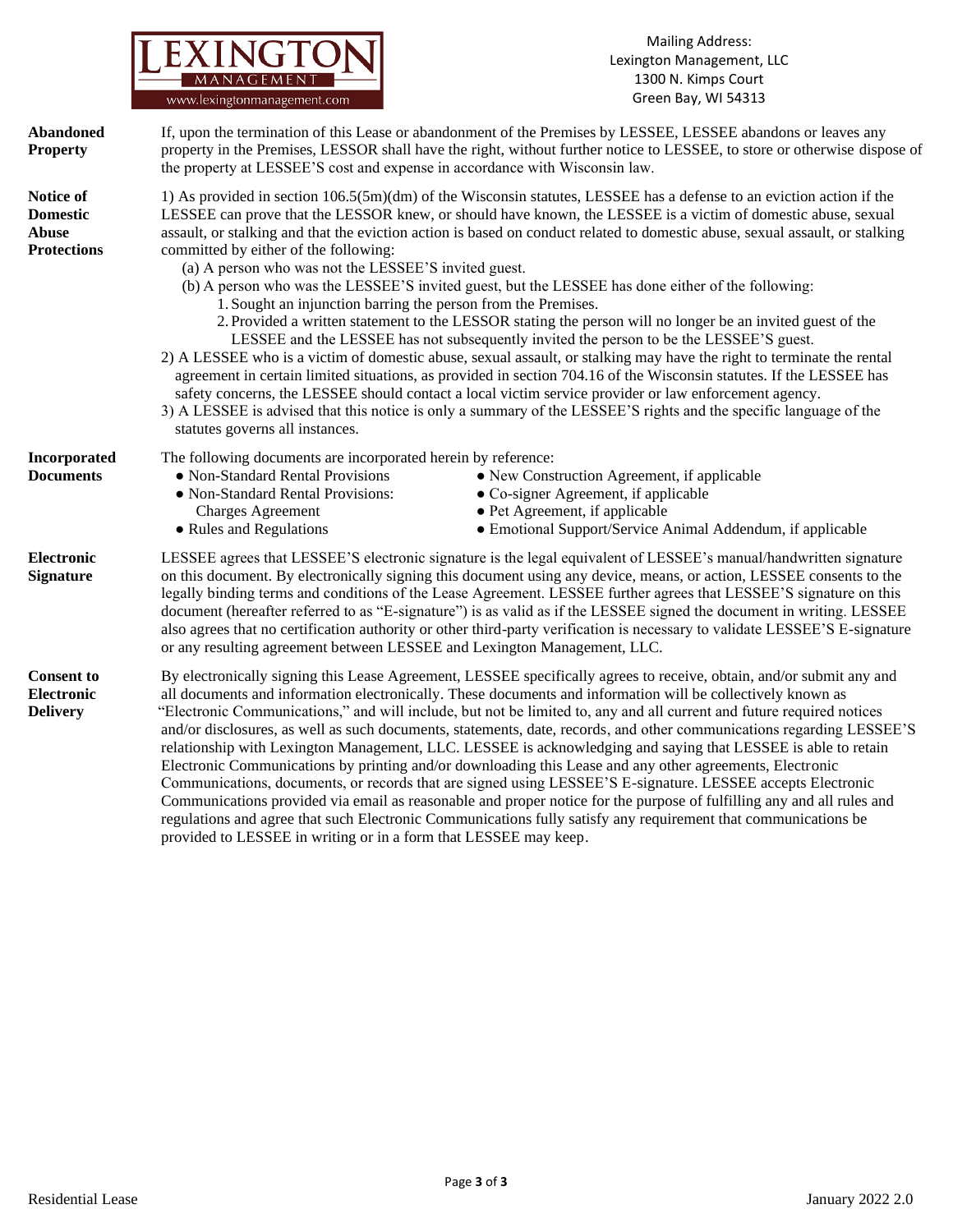Mailing Address:
Lexington Management, LLC
1300 N. Kimps Court
Green Bay, WI 54313

**Abandoned Property**

If, upon the termination of this Lease or abandonment of the Premises by LESSEE, LESSEE abandons or leaves any property in the Premises, LESSOR shall have the right, without further notice to LESSEE, to store or otherwise dispose of the property at LESSEE'S cost and expense in accordance with Wisconsin law.

**Notice of Domestic Abuse Protections**

1) As provided in section 106.5(5m)(dm) of the Wisconsin statutes, LESSEE has a defense to an eviction action if the LESSEE can prove that the LESSOR knew, or should have known, the LESSEE is a victim of domestic abuse, sexual assault, or stalking and that the eviction action is based on conduct related to domestic abuse, sexual assault, or stalking committed by either of the following:

   (a) A person who was not the LESSEE'S invited guest.

   (b) A person who was the LESSEE'S invited guest, but the LESSEE has done either of the following:

      1. Sought an injunction barring the person from the Premises.
      2. Provided a written statement to the LESSOR stating the person will no longer be an invited guest of the LESSEE and the LESSEE has not subsequently invited the person to be the LESSEE'S guest.

2) A LESSEE who is a victim of domestic abuse, sexual assault, or stalking may have the right to terminate the rental agreement in certain limited situations, as provided in section 704.16 of the Wisconsin statutes. If the LESSEE has safety concerns, the LESSEE should contact a local victim service provider or law enforcement agency.

3) A LESSEE is advised that this notice is only a summary of the LESSEE'S rights and the specific language of the statutes governs all instances.

**Incorporated Documents**

The following documents are incorporated herein by reference:

- Non-Standard Rental Provisions
- Non-Standard Rental Provisions: Charges Agreement
- Rules and Regulations
- New Construction Agreement, if applicable
- Co-signer Agreement, if applicable
- Pet Agreement, if applicable
- Emotional Support/Service Animal Addendum, if applicable

**Electronic Signature**

LESSEE agrees that LESSEE'S electronic signature is the legal equivalent of LESSEE's manual/handwritten signature on this document. By electronically signing this document using any device, means, or action, LESSEE consents to the legally binding terms and conditions of the Lease Agreement. LESSEE further agrees that LESSEE'S signature on this document (hereafter referred to as "E-signature") is as valid as if the LESSEE signed the document in writing. LESSEE also agrees that no certification authority or other third-party verification is necessary to validate LESSEE'S E-signature or any resulting agreement between LESSEE and Lexington Management, LLC.

**Consent to Electronic Delivery**

By electronically signing this Lease Agreement, LESSEE specifically agrees to receive, obtain, and/or submit any and all documents and information electronically. These documents and information will be collectively known as "Electronic Communications," and will include, but not be limited to, any and all current and future required notices and/or disclosures, as well as such documents, statements, date, records, and other communications regarding LESSEE'S relationship with Lexington Management, LLC. LESSEE is acknowledging and saying that LESSEE is able to retain Electronic Communications by printing and/or downloading this Lease and any other agreements, Electronic Communications, documents, or records that are signed using LESSEE'S E-signature. LESSEE accepts Electronic Communications provided via email as reasonable and proper notice for the purpose of fulfilling any and all rules and regulations and agree that such Electronic Communications fully satisfy any requirement that communications be provided to LESSEE in writing or in a form that LESSEE may keep.